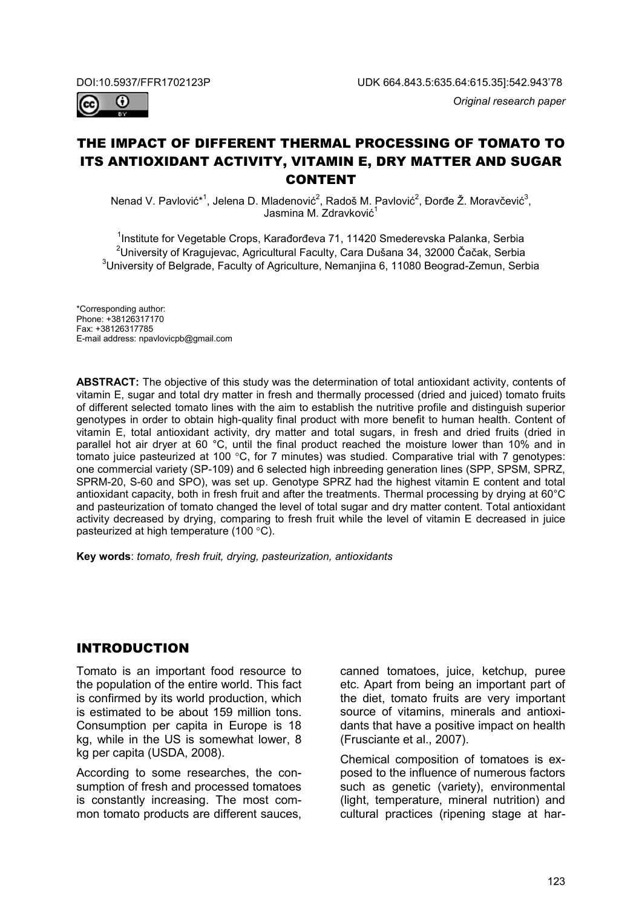DOI:10.5937/FFR1702123P

UDK 664.843.5:635.64:615.35]:542.943'78

*Original research paper*

# THE IMPACT OF DIFFERENT THERMAL PROCESSING OF TOMATO TO ITS ANTIOXIDANT ACTIVITY, VITAMIN E, DRY MATTER AND SUGAR CONTENT

Nenad V. Pavlović*[1], Jelena D. Mladenović[2], Radoš M. Pavlović[2], Đorđe Ž. Moravčević[3], Jasmina M. Zdravković[1]

[1]Institute for Vegetable Crops, Karađorđeva 71, 11420 Smederevska Palanka, Serbia
[2]University of Kragujevac, Agricultural Faculty, Cara Dušana 34, 32000 Čačak, Serbia
[3]University of Belgrade, Faculty of Agriculture, Nemanjina 6, 11080 Beograd-Zemun, Serbia

*Corresponding author:
Phone: +38126317170
Fax: +38126317785
E-mail address: npavlovicpb@gmail.com

**ABSTRACT:** The objective of this study was the determination of total antioxidant activity, contents of vitamin E, sugar and total dry matter in fresh and thermally processed (dried and juiced) tomato fruits of different selected tomato lines with the aim to establish the nutritive profile and distinguish superior genotypes in order to obtain high-quality final product with more benefit to human health. Content of vitamin E, total antioxidant activity, dry matter and total sugars, in fresh and dried fruits (dried in parallel hot air dryer at 60 °C, until the final product reached the moisture lower than 10% and in tomato juice pasteurized at 100 °C, for 7 minutes) was studied. Comparative trial with 7 genotypes: one commercial variety (SP-109) and 6 selected high inbreeding generation lines (SPP, SPSM, SPRZ, SPRM-20, S-60 and SPO), was set up. Genotype SPRZ had the highest vitamin E content and total antioxidant capacity, both in fresh fruit and after the treatments. Thermal processing by drying at 60°C and pasteurization of tomato changed the level of total sugar and dry matter content. Total antioxidant activity decreased by drying, comparing to fresh fruit while the level of vitamin E decreased in juice pasteurized at high temperature (100 °C).

**Key words**: *tomato, fresh fruit, drying, pasteurization, antioxidants*

## INTRODUCTION

Tomato is an important food resource to the population of the entire world. This fact is confirmed by its world production, which is estimated to be about 159 million tons. Consumption per capita in Europe is 18 kg, while in the US is somewhat lower, 8 kg per capita (USDA, 2008).

According to some researches, the consumption of fresh and processed tomatoes is constantly increasing. The most common tomato products are different sauces, canned tomatoes, juice, ketchup, puree etc. Apart from being an important part of the diet, tomato fruits are very important source of vitamins, minerals and antioxidants that have a positive impact on health (Frusciante et al., 2007).

Chemical composition of tomatoes is exposed to the influence of numerous factors such as genetic (variety), environmental (light, temperature, mineral nutrition) and cultural practices (ripening stage at har-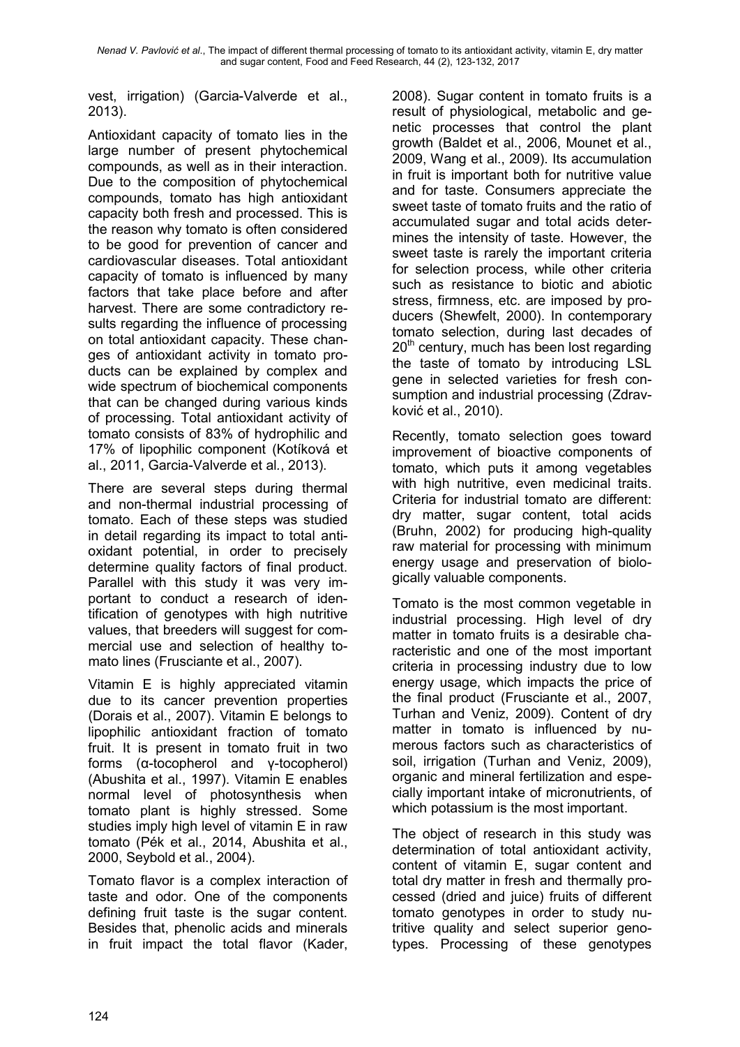vest, irrigation) (Garcia-Valverde et al., 2013).

Antioxidant capacity of tomato lies in the large number of present phytochemical compounds, as well as in their interaction. Due to the composition of phytochemical compounds, tomato has high antioxidant capacity both fresh and processed. This is the reason why tomato is often considered to be good for prevention of cancer and cardiovascular diseases. Total antioxidant capacity of tomato is influenced by many factors that take place before and after harvest. There are some contradictory results regarding the influence of processing on total antioxidant capacity. These changes of antioxidant activity in tomato products can be explained by complex and wide spectrum of biochemical components that can be changed during various kinds of processing. Total antioxidant activity of tomato consists of 83% of hydrophilic and 17% of lipophilic component (Kotíková et al., 2011, Garcia-Valverde et al., 2013).

There are several steps during thermal and non-thermal industrial processing of tomato. Each of these steps was studied in detail regarding its impact to total antioxidant potential, in order to precisely determine quality factors of final product. Parallel with this study it was very important to conduct a research of identification of genotypes with high nutritive values, that breeders will suggest for commercial use and selection of healthy tomato lines (Frusciante et al., 2007).

Vitamin E is highly appreciated vitamin due to its cancer prevention properties (Dorais et al., 2007). Vitamin E belongs to lipophilic antioxidant fraction of tomato fruit. It is present in tomato fruit in two forms (α-tocopherol and γ-tocopherol) (Abushita et al., 1997). Vitamin E enables normal level of photosynthesis when tomato plant is highly stressed. Some studies imply high level of vitamin E in raw tomato (Pék et al., 2014, Abushita et al., 2000, Seybold et al., 2004).

Tomato flavor is a complex interaction of taste and odor. One of the components defining fruit taste is the sugar content. Besides that, phenolic acids and minerals in fruit impact the total flavor (Kader, 2008). Sugar content in tomato fruits is a result of physiological, metabolic and genetic processes that control the plant growth (Baldet et al., 2006, Mounet et al., 2009, Wang et al., 2009). Its accumulation in fruit is important both for nutritive value and for taste. Consumers appreciate the sweet taste of tomato fruits and the ratio of accumulated sugar and total acids determines the intensity of taste. However, the sweet taste is rarely the important criteria for selection process, while other criteria such as resistance to biotic and abiotic stress, firmness, etc. are imposed by producers (Shewfelt, 2000). In contemporary tomato selection, during last decades of 20th century, much has been lost regarding the taste of tomato by introducing LSL gene in selected varieties for fresh consumption and industrial processing (Zdravković et al., 2010).

Recently, tomato selection goes toward improvement of bioactive components of tomato, which puts it among vegetables with high nutritive, even medicinal traits. Criteria for industrial tomato are different: dry matter, sugar content, total acids (Bruhn, 2002) for producing high-quality raw material for processing with minimum energy usage and preservation of biologically valuable components.

Tomato is the most common vegetable in industrial processing. High level of dry matter in tomato fruits is a desirable characteristic and one of the most important criteria in processing industry due to low energy usage, which impacts the price of the final product (Frusciante et al., 2007, Turhan and Veniz, 2009). Content of dry matter in tomato is influenced by numerous factors such as characteristics of soil, irrigation (Turhan and Veniz, 2009), organic and mineral fertilization and especially important intake of micronutrients, of which potassium is the most important.

The object of research in this study was determination of total antioxidant activity, content of vitamin E, sugar content and total dry matter in fresh and thermally processed (dried and juice) fruits of different tomato genotypes in order to study nutritive quality and select superior genotypes. Processing of these genotypes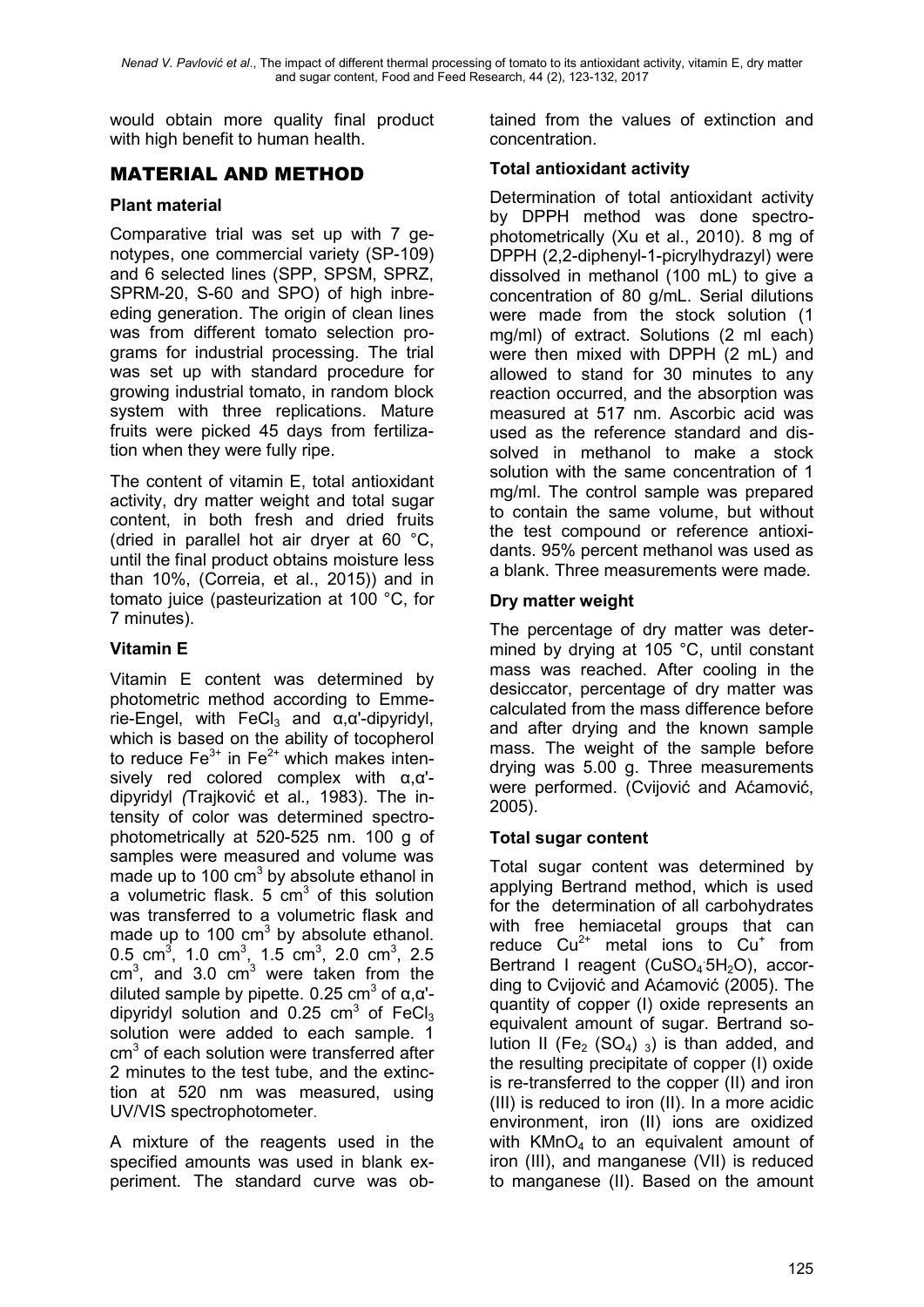would obtain more quality final product with high benefit to human health.

## MATERIAL AND METHOD

### Plant material

Comparative trial was set up with 7 genotypes, one commercial variety (SP-109) and 6 selected lines (SPP, SPSM, SPRZ, SPRM-20, S-60 and SPO) of high inbreeding generation. The origin of clean lines was from different tomato selection programs for industrial processing. The trial was set up with standard procedure for growing industrial tomato, in random block system with three replications. Mature fruits were picked 45 days from fertilization when they were fully ripe.

The content of vitamin E, total antioxidant activity, dry matter weight and total sugar content, in both fresh and dried fruits (dried in parallel hot air dryer at 60 °C, until the final product obtains moisture less than 10%, (Correia, et al., 2015)) and in tomato juice (pasteurization at 100 °C, for 7 minutes).

### Vitamin E

Vitamin E content was determined by photometric method according to Emmerie-Engel, with $FeCl_3$ and α,α'-dipyridyl, which is based on the ability of tocopherol to reduce $Fe^{3+}$ in $Fe^{2+}$ which makes intensively red colored complex with α,α'-dipyridyl *(*Trajković et al*.,* 1983). The intensity of color was determined spectrophotometrically at 520-525 nm. 100 g of samples were measured and volume was made up to 100 $cm^3$ by absolute ethanol in a volumetric flask. 5 $cm^3$ of this solution was transferred to a volumetric flask and made up to 100 $cm^3$ by absolute ethanol. 0.5 $cm^3$, 1.0 $cm^3$, 1.5 $cm^3$, 2.0 $cm^3$, 2.5 $cm^3$, and 3.0 $cm^3$ were taken from the diluted sample by pipette. 0.25 $cm^3$ of α,α'-dipyridyl solution and 0.25 $cm^3$ of $FeCl_3$ solution were added to each sample. 1 $cm^3$ of each solution were transferred after 2 minutes to the test tube, and the extinction at 520 nm was measured, using UV/VIS spectrophotometer.

A mixture of the reagents used in the specified amounts was used in blank experiment. The standard curve was obtained from the values of extinction and concentration.

### Total antioxidant activity

Determination of total antioxidant activity by DPPH method was done spectrophotometrically (Xu et al., 2010). 8 mg of DPPH (2,2-diphenyl-1-picrylhydrazyl) were dissolved in methanol (100 mL) to give a concentration of 80 g/mL. Serial dilutions were made from the stock solution (1 mg/ml) of extract. Solutions (2 ml each) were then mixed with DPPH (2 mL) and allowed to stand for 30 minutes to any reaction occurred, and the absorption was measured at 517 nm. Ascorbic acid was used as the reference standard and dissolved in methanol to make a stock solution with the same concentration of 1 mg/ml. The control sample was prepared to contain the same volume, but without the test compound or reference antioxidants. 95% percent methanol was used as a blank. Three measurements were made.

### Dry matter weight

The percentage of dry matter was determined by drying at 105 °C, until constant mass was reached. After cooling in the desiccator, percentage of dry matter was calculated from the mass difference before and after drying and the known sample mass. The weight of the sample before drying was 5.00 g. Three measurements were performed. (Cvijović and Aćamović, 2005).

### Total sugar content

Total sugar content was determined by applying Bertrand method, which is used for the determination of all carbohydrates with free hemiacetal groups that can reduce $Cu^{2+}$ metal ions to $Cu^{+}$ from Bertrand I reagent ($CuSO_4 \cdot 5H_2O$), according to Cvijović and Aćamović (2005). The quantity of copper (I) oxide represents an equivalent amount of sugar. Bertrand solution II ($Fe_2(SO_4)_3$) is than added, and the resulting precipitate of copper (I) oxide is re-transferred to the copper (II) and iron (III) is reduced to iron (II). In a more acidic environment, iron (II) ions are oxidized with $KMnO_4$ to an equivalent amount of iron (III), and manganese (VII) is reduced to manganese (II). Based on the amount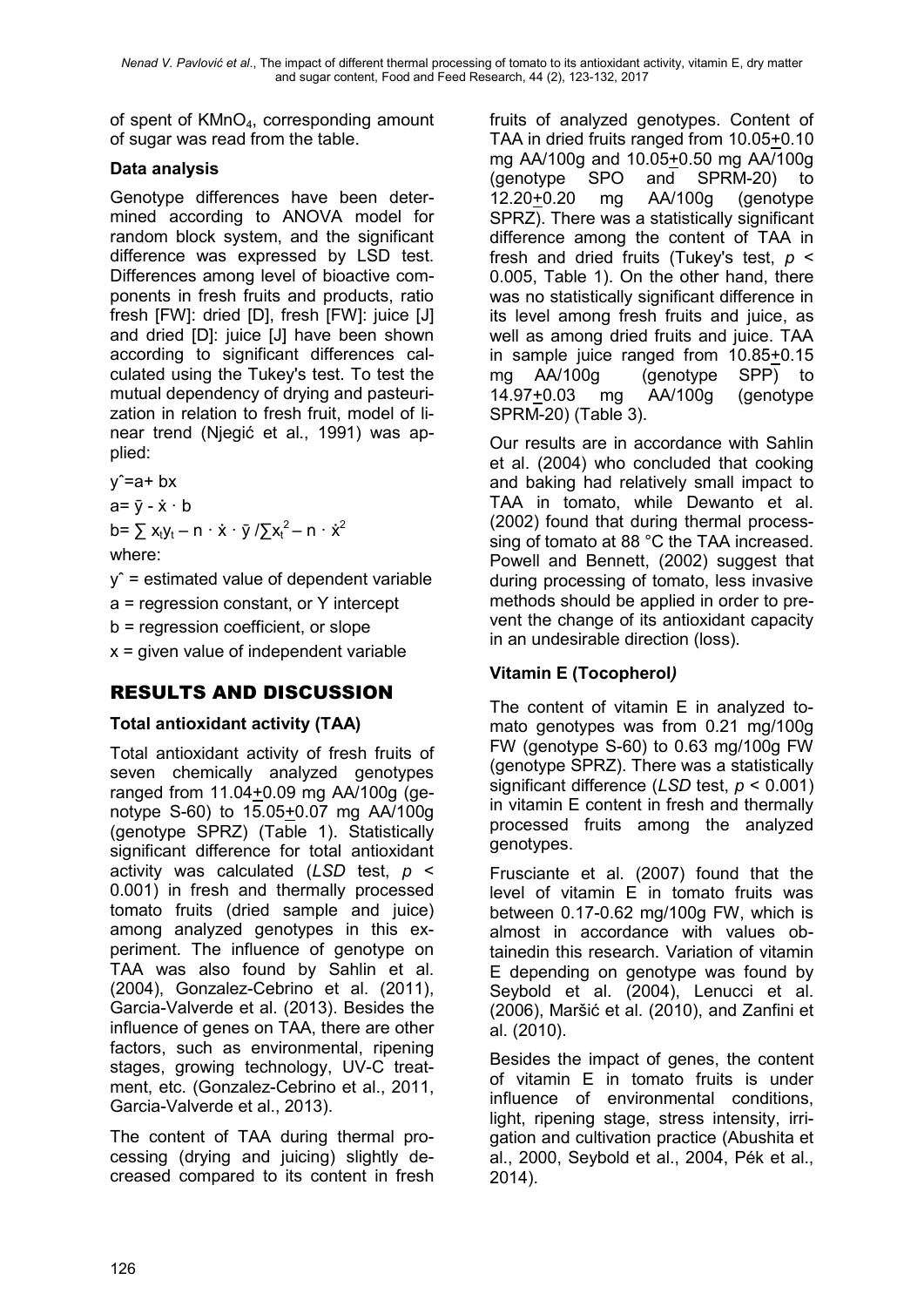of spent of $KMnO_4$, corresponding amount of sugar was read from the table.

### Data analysis

Genotype differences have been determined according to ANOVA model for random block system, and the significant difference was expressed by LSD test. Differences among level of bioactive components in fresh fruits and products, ratio fresh [FW]: dried [D], fresh [FW]: juice [J] and dried [D]: juice [J] have been shown according to significant differences calculated using the Tukey's test. To test the mutual dependency of drying and pasteurization in relation to fresh fruit, model of linear trend (Njegić et al., 1991) was applied:

$\hat{y} = a + bx$

$a = \bar{y} - \dot{x} \cdot b$

$b = \sum x_t y_t - n \cdot \dot{x} \cdot \bar{y} / \sum x_t^2 - n \cdot \dot{x}^2$

where:

$\hat{y}$ = estimated value of dependent variable

a = regression constant, or Y intercept

b = regression coefficient, or slope

x = given value of independent variable

## RESULTS AND DISCUSSION

### Total antioxidant activity (TAA)

Total antioxidant activity of fresh fruits of seven chemically analyzed genotypes ranged from 11.04±0.09 mg AA/100g (genotype S-60) to 15.05±0.07 mg AA/100g (genotype SPRZ) (Table 1). Statistically significant difference for total antioxidant activity was calculated (*LSD* test, $p < 0.001$) in fresh and thermally processed tomato fruits (dried sample and juice) among analyzed genotypes in this experiment. The influence of genotype on TAA was also found by Sahlin et al. (2004), Gonzalez-Cebrino et al. (2011), Garcia-Valverde et al. (2013). Besides the influence of genes on TAA, there are other factors, such as environmental, ripening stages, growing technology, UV-C treatment, etc. (Gonzalez-Cebrino et al., 2011, Garcia-Valverde et al., 2013).

The content of TAA during thermal processing (drying and juicing) slightly decreased compared to its content in fresh fruits of analyzed genotypes. Content of TAA in dried fruits ranged from 10.05±0.10 mg AA/100g and 10.05±0.50 mg AA/100g (genotype SPO and SPRM-20) to 12.20±0.20 mg AA/100g (genotype SPRZ). There was a statistically significant difference among the content of TAA in fresh and dried fruits (Tukey's test, $p < 0.005$, Table 1). On the other hand, there was no statistically significant difference in its level among fresh fruits and juice, as well as among dried fruits and juice. TAA in sample juice ranged from 10.85±0.15 mg AA/100g (genotype SPP) to 14.97±0.03 mg AA/100g (genotype SPRM-20) (Table 3).

Our results are in accordance with Sahlin et al. (2004) who concluded that cooking and baking had relatively small impact to TAA in tomato, while Dewanto et al. (2002) found that during thermal processsing of tomato at 88 °C the TAA increased. Powell and Bennett, (2002) suggest that during processing of tomato, less invasive methods should be applied in order to prevent the change of its antioxidant capacity in an undesirable direction (loss).

### Vitamin E (Tocopherol*)*

The content of vitamin E in analyzed tomato genotypes was from 0.21 mg/100g FW (genotype S-60) to 0.63 mg/100g FW (genotype SPRZ). There was a statistically significant difference (*LSD* test, $p < 0.001$) in vitamin E content in fresh and thermally processed fruits among the analyzed genotypes.

Frusciante et al. (2007) found that the level of vitamin E in tomato fruits was between 0.17-0.62 mg/100g FW, which is almost in accordance with values obtainedin this research. Variation of vitamin E depending on genotype was found by Seybold et al. (2004), Lenucci et al. (2006), Maršić et al. (2010), and Zanfini et al. (2010).

Besides the impact of genes, the content of vitamin E in tomato fruits is under influence of environmental conditions, light, ripening stage, stress intensity, irrigation and cultivation practice (Abushita et al., 2000, Seybold et al., 2004, Pék et al., 2014).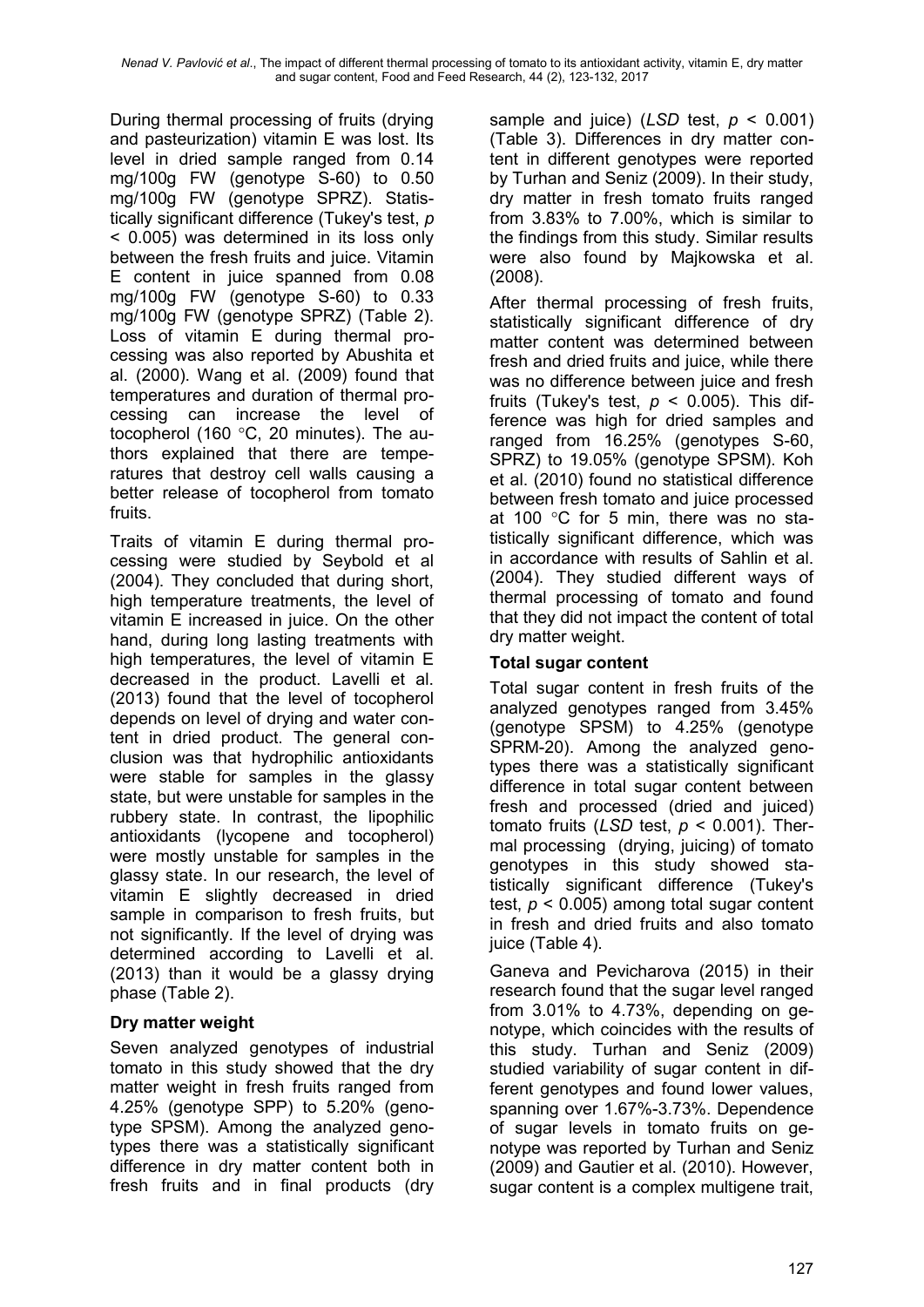During thermal processing of fruits (drying and pasteurization) vitamin E was lost. Its level in dried sample ranged from 0.14 mg/100g FW (genotype S-60) to 0.50 mg/100g FW (genotype SPRZ). Statistically significant difference (Tukey's test, $p < 0.005$) was determined in its loss only between the fresh fruits and juice. Vitamin E content in juice spanned from 0.08 mg/100g FW (genotype S-60) to 0.33 mg/100g FW (genotype SPRZ) (Table 2). Loss of vitamin E during thermal processing was also reported by Abushita et al. (2000). Wang et al. (2009) found that temperatures and duration of thermal processing can increase the level of tocopherol (160 °C, 20 minutes). The authors explained that there are temperatures that destroy cell walls causing a better release of tocopherol from tomato fruits.

Traits of vitamin E during thermal processing were studied by Seybold et al (2004). They concluded that during short, high temperature treatments, the level of vitamin E increased in juice. On the other hand, during long lasting treatments with high temperatures, the level of vitamin E decreased in the product. Lavelli et al. (2013) found that the level of tocopherol depends on level of drying and water content in dried product. The general conclusion was that hydrophilic antioxidants were stable for samples in the glassy state, but were unstable for samples in the rubbery state. In contrast, the lipophilic antioxidants (lycopene and tocopherol) were mostly unstable for samples in the glassy state. In our research, the level of vitamin E slightly decreased in dried sample in comparison to fresh fruits, but not significantly. If the level of drying was determined according to Lavelli et al. (2013) than it would be a glassy drying phase (Table 2).

### Dry matter weight

Seven analyzed genotypes of industrial tomato in this study showed that the dry matter weight in fresh fruits ranged from 4.25% (genotype SPP) to 5.20% (genotype SPSM). Among the analyzed genotypes there was a statistically significant difference in dry matter content both in fresh fruits and in final products (dry sample and juice) (*LSD* test, $p < 0.001$) (Table 3). Differences in dry matter content in different genotypes were reported by Turhan and Seniz (2009). In their study, dry matter in fresh tomato fruits ranged from 3.83% to 7.00%, which is similar to the findings from this study. Similar results were also found by Majkowska et al. (2008).

After thermal processing of fresh fruits, statistically significant difference of dry matter content was determined between fresh and dried fruits and juice, while there was no difference between juice and fresh fruits (Tukey's test, $p < 0.005$). This difference was high for dried samples and ranged from 16.25% (genotypes S-60, SPRZ) to 19.05% (genotype SPSM). Koh et al. (2010) found no statistical difference between fresh tomato and juice processed at 100 °C for 5 min, there was no statistically significant difference, which was in accordance with results of Sahlin et al. (2004). They studied different ways of thermal processing of tomato and found that they did not impact the content of total dry matter weight.

### Total sugar content

Total sugar content in fresh fruits of the analyzed genotypes ranged from 3.45% (genotype SPSM) to 4.25% (genotype SPRM-20). Among the analyzed genotypes there was a statistically significant difference in total sugar content between fresh and processed (dried and juiced) tomato fruits (*LSD* test, $p < 0.001$). Thermal processing (drying, juicing) of tomato genotypes in this study showed statistically significant difference (Tukey's test, $p < 0.005$) among total sugar content in fresh and dried fruits and also tomato juice (Table 4).

Ganeva and Pevicharova (2015) in their research found that the sugar level ranged from 3.01% to 4.73%, depending on genotype, which coincides with the results of this study. Turhan and Seniz (2009) studied variability of sugar content in different genotypes and found lower values, spanning over 1.67%-3.73%. Dependence of sugar levels in tomato fruits on genotype was reported by Turhan and Seniz (2009) and Gautier et al. (2010). However, sugar content is a complex multigene trait,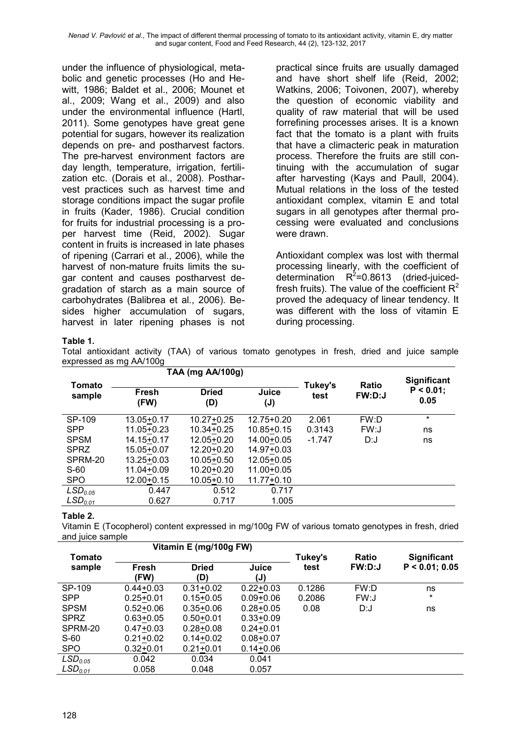under the influence of physiological, metabolic and genetic processes (Ho and Hewitt, 1986; Baldet et al., 2006; Mounet et al., 2009; Wang et al., 2009) and also under the environmental influence (Hartl, 2011). Some genotypes have great gene potential for sugars, however its realization depends on pre- and postharvest factors. The pre-harvest environment factors are day length, temperature, irrigation, fertilization etc. (Dorais et al., 2008). Postharvest practices such as harvest time and storage conditions impact the sugar profile in fruits (Kader, 1986). Crucial condition for fruits for industrial processing is a proper harvest time (Reid, 2002). Sugar content in fruits is increased in late phases of ripening (Carrari et al., 2006), while the harvest of non-mature fruits limits the sugar content and causes postharvest degradation of starch as a main source of carbohydrates (Balibrea et al., 2006). Besides higher accumulation of sugars, harvest in later ripening phases is not practical since fruits are usually damaged and have short shelf life (Reid, 2002; Watkins, 2006; Toivonen, 2007), whereby the question of economic viability and quality of raw material that will be used forrefining processes arises. It is a known fact that the tomato is a plant with fruits that have a climacteric peak in maturation process. Therefore the fruits are still continuing with the accumulation of sugar after harvesting (Kays and Paull, 2004). Mutual relations in the loss of the tested antioxidant complex, vitamin E and total sugars in all genotypes after thermal processing were evaluated and conclusions were drawn.

Antioxidant complex was lost with thermal processing linearly, with the coefficient of determination $R^2$=0.8613 (dried-juiced-fresh fruits). The value of the coefficient $R^2$ proved the adequacy of linear tendency. It was different with the loss of vitamin E during processing.

**Table 1.**

Total antioxidant activity (TAA) of various tomato genotypes in fresh, dried and juice sample expressed as mg AA/100g

| Tomato sample | TAA (mg AA/100g) | | | Tukey's test | Ratio FW:D:J | Significant $P < 0.01$; 0.05 |
|---|---|---|---|---|---|---|
| | Fresh (FW) | Dried (D) | Juice (J) | | | |
| SP-109 | 13.05±0.17 | 10.27±0.25 | 12.75±0.20 | 2.061 | FW:D | * |
| SPP | 11.05±0.23 | 10.34±0.25 | 10.85±0.15 | 0.3143 | FW:J | ns |
| SPSM | 14.15±0.17 | 12.05±0.20 | 14.00±0.05 | -1.747 | D:J | ns |
| SPRZ | 15.05±0.07 | 12.20±0.20 | 14.97±0.03 | | | |
| SPRM-20 | 13.25±0.03 | 10.05±0.50 | 12.05±0.05 | | | |
| S-60 | 11.04±0.09 | 10.20±0.20 | 11.00±0.05 | | | |
| SPO | 12.00±0.15 | 10.05±0.10 | 11.77±0.10 | | | |
| $LSD_{0.05}$ | 0.447 | 0.512 | 0.717 | | | |
| $LSD_{0.01}$ | 0.627 | 0.717 | 1.005 | | | |

**Table 2.**

Vitamin E (Tocopherol) content expressed in mg/100g FW of various tomato genotypes in fresh, dried and juice sample

| Tomato sample | Vitamin E (mg/100g FW) | | | Tukey's test | Ratio FW:D:J | Significant $P < 0.01$; 0.05 |
|---|---|---|---|---|---|---|
| | Fresh (FW) | Dried (D) | Juice (J) | | | |
| SP-109 | 0.44±0.03 | 0.31±0.02 | 0.22±0.03 | 0.1286 | FW:D | ns |
| SPP | 0.25±0.01 | 0.15±0.05 | 0.09±0.06 | 0.2086 | FW:J | * |
| SPSM | 0.52±0.06 | 0.35±0.06 | 0.28±0.05 | 0.08 | D:J | ns |
| SPRZ | 0.63±0.05 | 0.50±0.01 | 0.33±0.09 | | | |
| SPRM-20 | 0.47±0.03 | 0.28±0.08 | 0.24±0.01 | | | |
| S-60 | 0.21±0.02 | 0.14±0.02 | 0.08±0.07 | | | |
| SPO | 0.32±0.01 | 0.21±0.01 | 0.14±0.06 | | | |
| $LSD_{0.05}$ | 0.042 | 0.034 | 0.041 | | | |
| $LSD_{0.01}$ | 0.058 | 0.048 | 0.057 | | | |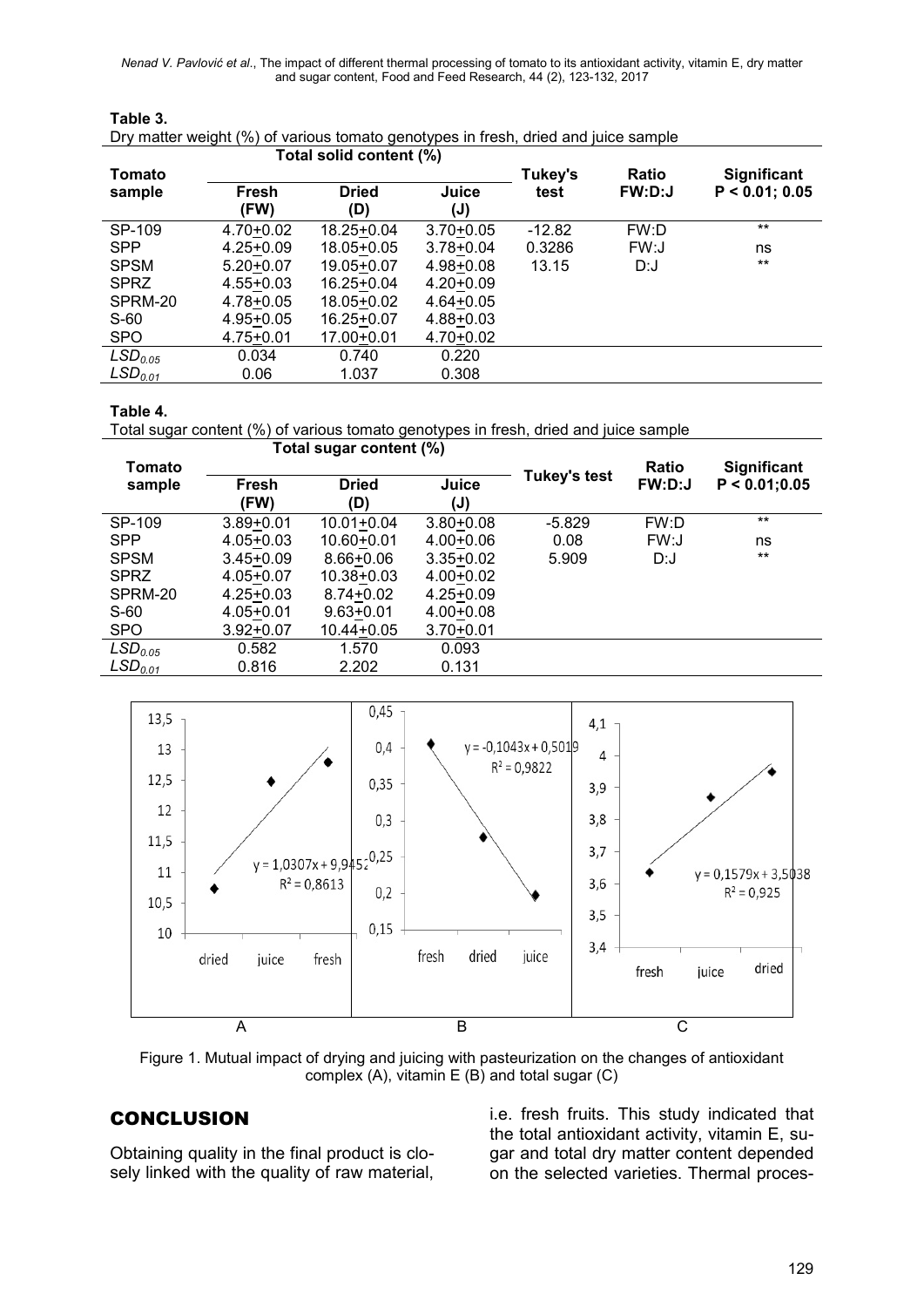**Table 3.**
Dry matter weight (%) of various tomato genotypes in fresh, dried and juice sample

| Tomato sample | Total solid content (%) | | | Tukey's test | Ratio FW:D:J | Significant $P < 0.01; 0.05$ |
|---|---|---|---|---|---|---|
| | Fresh (FW) | Dried (D) | Juice (J) | | | |
| SP-109 | 4.70±0.02 | 18.25±0.04 | 3.70±0.05 | -12.82 | FW:D | ** |
| SPP | 4.25±0.09 | 18.05±0.05 | 3.78±0.04 | 0.3286 | FW:J | ns |
| SPSM | 5.20±0.07 | 19.05±0.07 | 4.98±0.08 | 13.15 | D:J | ** |
| SPRZ | 4.55±0.03 | 16.25±0.04 | 4.20±0.09 | | | |
| SPRM-20 | 4.78±0.05 | 18.05±0.02 | 4.64±0.05 | | | |
| S-60 | 4.95±0.05 | 16.25±0.07 | 4.88±0.03 | | | |
| SPO | 4.75±0.01 | 17.00±0.01 | 4.70±0.02 | | | |
| $LSD_{0.05}$ | 0.034 | 0.740 | 0.220 | | | |
| $LSD_{0.01}$ | 0.06 | 1.037 | 0.308 | | | |

**Table 4.**
Total sugar content (%) of various tomato genotypes in fresh, dried and juice sample

| Tomato sample | Total sugar content (%) | | | Tukey's test | Ratio FW:D:J | Significant $P < 0.01;0.05$ |
|---|---|---|---|---|---|---|
| | Fresh (FW) | Dried (D) | Juice (J) | | | |
| SP-109 | 3.89±0.01 | 10.01±0.04 | 3.80±0.08 | -5.829 | FW:D | ** |
| SPP | 4.05±0.03 | 10.60±0.01 | 4.00±0.06 | 0.08 | FW:J | ns |
| SPSM | 3.45±0.09 | 8.66±0.06 | 3.35±0.02 | 5.909 | D:J | ** |
| SPRZ | 4.05±0.07 | 10.38±0.03 | 4.00±0.02 | | | |
| SPRM-20 | 4.25±0.03 | 8.74±0.02 | 4.25±0.09 | | | |
| S-60 | 4.05±0.01 | 9.63±0.01 | 4.00±0.08 | | | |
| SPO | 3.92±0.07 | 10.44±0.05 | 3.70±0.01 | | | |
| $LSD_{0.05}$ | 0.582 | 1.570 | 0.093 | | | |
| $LSD_{0.01}$ | 0.816 | 2.202 | 0.131 | | | |

A: $y = 1,0307x + 9,9452$, $R^2 = 0,8613$ (dried, juice, fresh)

B: $y = -0,1043x + 0,5019$, $R^2 = 0,9822$ (fresh, dried, juice)

C: $y = 0,1579x + 3,5038$, $R^2 = 0,925$ (fresh, juice, dried)

Figure 1. Mutual impact of drying and juicing with pasteurization on the changes of antioxidant complex (A), vitamin E (B) and total sugar (C)

## CONCLUSION

Obtaining quality in the final product is closely linked with the quality of raw material, i.e. fresh fruits. This study indicated that the total antioxidant activity, vitamin E, sugar and total dry matter content depended on the selected varieties. Thermal proces-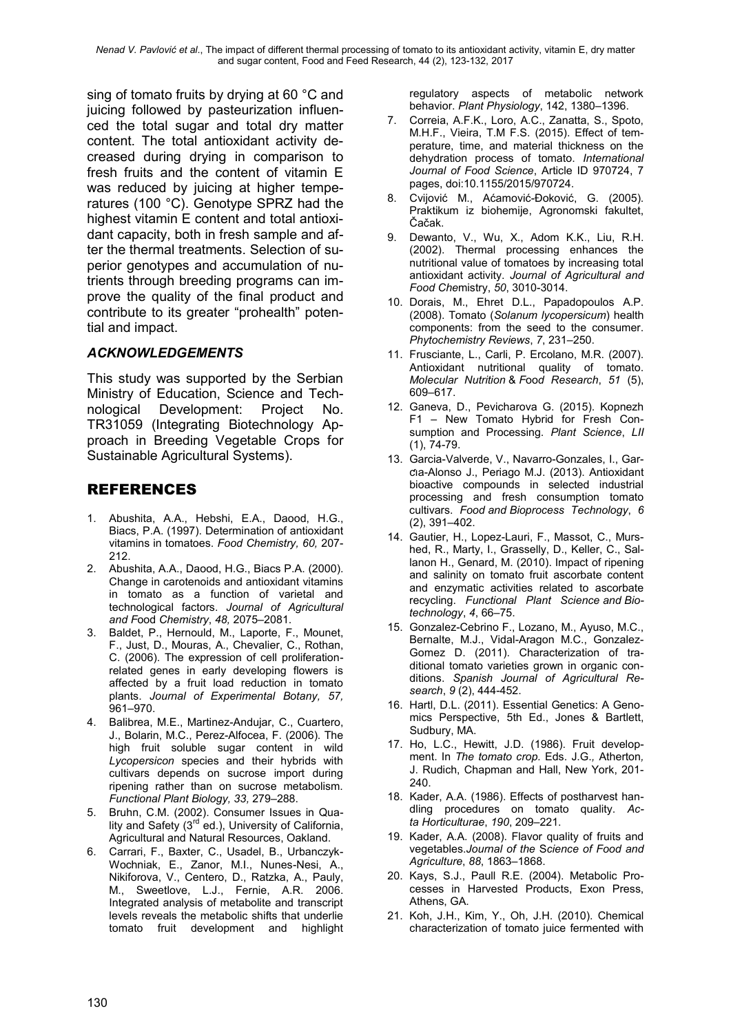sing of tomato fruits by drying at 60 °C and juicing followed by pasteurization influenced the total sugar and total dry matter content. The total antioxidant activity decreased during drying in comparison to fresh fruits and the content of vitamin E was reduced by juicing at higher temperatures (100 °C). Genotype SPRZ had the highest vitamin E content and total antioxidant capacity, both in fresh sample and after the thermal treatments. Selection of superior genotypes and accumulation of nutrients through breeding programs can improve the quality of the final product and contribute to its greater "prohealth" potential and impact.

### *ACKNOWLEDGEMENTS*

This study was supported by the Serbian Ministry of Education, Science and Technological Development: Project No. TR31059 (Integrating Biotechnology Approach in Breeding Vegetable Crops for Sustainable Agricultural Systems).

## REFERENCES

1. Abushita, A.A., Hebshi, E.A., Daood, H.G., Biacs, P.A. (1997). Determination of antioxidant vitamins in tomatoes. *Food Chemistry, 60,* 207-212.
2. Abushita, A.A., Daood, H.G., Biacs P.A. (2000). Change in carotenoids and antioxidant vitamins in tomato as a function of varietal and technological factors. *Journal of Agricultural and Food Chemistry*, *48,* 2075–2081.
3. Baldet, P., Hernould, M., Laporte, F., Mounet, F., Just, D., Mouras, A., Chevalier, C., Rothan, C. (2006). The expression of cell proliferation-related genes in early developing flowers is affected by a fruit load reduction in tomato plants. *Journal of Experimental Botany, 57,* 961–970.
4. Balibrea, M.E., Martinez-Andujar, C., Cuartero, J., Bolarin, M.C., Perez-Alfocea, F. (2006). The high fruit soluble sugar content in wild *Lycopersicon* species and their hybrids with cultivars depends on sucrose import during ripening rather than on sucrose metabolism. *Functional Plant Biology, 33,* 279–288.
5. Bruhn, C.M. (2002). Consumer Issues in Quality and Safety (3rd ed.), University of California, Agricultural and Natural Resources, Oakland.
6. Carrari, F., Baxter, C., Usadel, B., Urbanczyk-Wochniak, E., Zanor, M.I., Nunes-Nesi, A., Nikiforova, V., Centero, D., Ratzka, A., Pauly, M., Sweetlove, L.J., Fernie, A.R. 2006. Integrated analysis of metabolite and transcript levels reveals the metabolic shifts that underlie tomato fruit development and highlight regulatory aspects of metabolic network behavior. *Plant Physiology*, 142, 1380–1396.
7. Correia, A.F.K., Loro, A.C., Zanatta, S., Spoto, M.H.F., Vieira, T.M F.S. (2015). Effect of temperature, time, and material thickness on the dehydration process of tomato. *International Journal of Food Science*, Article ID 970724, 7 pages, doi:10.1155/2015/970724.
8. Cvijović M., Aćamović-Đoković, G. (2005). Praktikum iz biohemije, Agronomski fakultet, Čačak.
9. Dewanto, V., Wu, X., Adom K.K., Liu, R.H. (2002). Thermal processing enhances the nutritional value of tomatoes by increasing total antioxidant activity. *Journal of Agricultural and Food Che*mistry, *50*, 3010-3014.
10. Dorais, M., Ehret D.L., Papadopoulos A.P. (2008). Tomato (*Solanum lycopersicum*) health components: from the seed to the consumer. *Phytochemistry Reviews*, *7*, 231–250.
11. Frusciante, L., Carli, P. Ercolano, M.R. (2007). Antioxidant nutritional quality of tomato. *Molecular Nutrition* & *Food Research*, *51* (5), 609–617.
12. Ganeva, D., Pevicharova G. (2015). Kopnezh F1 – New Tomato Hybrid for Fresh Consumption and Processing. *Plant Science*, *LII* (1), 74-79.
13. Garcia-Valverde, V., Navarro-Gonzales, I., Garcıa-Alonso J., Periago M.J. (2013). Antioxidant bioactive compounds in selected industrial processing and fresh consumption tomato cultivars. *Food and Bioprocess Technology*, *6* (2), 391–402.
14. Gautier, H., Lopez-Lauri, F., Massot, C., Murshed, R., Marty, I., Grasselly, D., Keller, C., Sallanon H., Genard, M. (2010). Impact of ripening and salinity on tomato fruit ascorbate content and enzymatic activities related to ascorbate recycling. *Functional Plant Science and Biotechnology*, *4*, 66–75.
15. Gonzalez-Cebrino F., Lozano, M., Ayuso, M.C., Bernalte, M.J., Vidal-Aragon M.C., Gonzalez-Gomez D. (2011). Characterization of traditional tomato varieties grown in organic conditions. *Spanish Journal of Agricultural Research*, *9* (2), 444-452.
16. Hartl, D.L. (2011). Essential Genetics: A Genomics Perspective, 5th Ed., Jones & Bartlett, Sudbury, MA.
17. Ho, L.C., Hewitt, J.D. (1986). Fruit development. In *The tomato crop.* Eds. J.G.*,* Atherton*,* J. Rudich, Chapman and Hall, New York, 201-240.
18. Kader, A.A. (1986). Effects of postharvest handling procedures on tomato quality. *Acta Horticulturae*, *190*, 209–221.
19. Kader, A.A. (2008). Flavor quality of fruits and vegetables.*Journal of the Science of Food and Agriculture*, *88*, 1863–1868.
20. Kays, S.J., Paull R.E. (2004). Metabolic Processes in Harvested Products, Exon Press, Athens, GA.
21. Koh, J.H., Kim, Y., Oh, J.H. (2010). Chemical characterization of tomato juice fermented with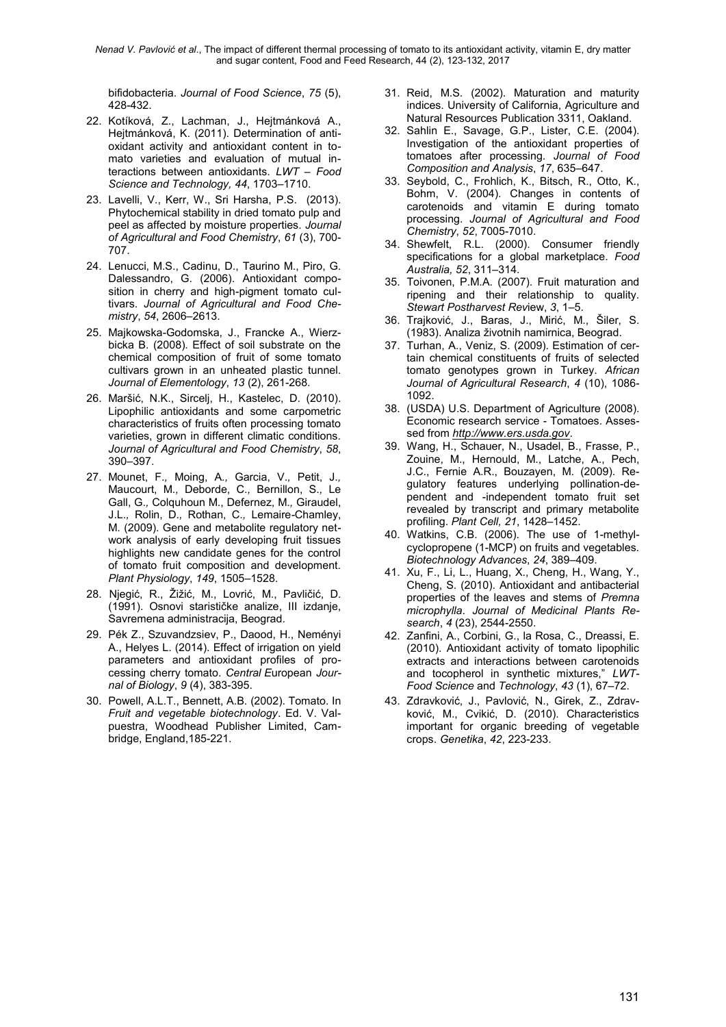bifidobacteria. *Journal of Food Science*, *75* (5), 428-432.

22. Kotíková, Z., Lachman, J., Hejtmánková A., Hejtmánková, K. (2011). Determination of antioxidant activity and antioxidant content in tomato varieties and evaluation of mutual interactions between antioxidants. *LWT – Food Science and Technology, 44*, 1703–1710.
23. Lavelli, V., Kerr, W., Sri Harsha, P.S. (2013). Phytochemical stability in dried tomato pulp and peel as affected by moisture properties. *Journal of Agricultural and Food Chemistry*, *61* (3), 700-707.
24. Lenucci, M.S., Cadinu, D., Taurino M., Piro, G. Dalessandro, G. (2006). Antioxidant composition in cherry and high-pigment tomato cultivars. *Journal of Agricultural and Food Chemistry*, *54*, 2606–2613.
25. Majkowska-Godomska, J., Francke A., Wierzbicka B. (2008). Effect of soil substrate on the chemical composition of fruit of some tomato cultivars grown in an unheated plastic tunnel. *Journal of Elementology*, *13* (2), 261-268.
26. Maršić, N.K., Sircelj, H., Kastelec, D. (2010). Lipophilic antioxidants and some carpometric characteristics of fruits often processing tomato varieties, grown in different climatic conditions. *Journal of Agricultural and Food Chemistry*, *58*, 390–397.
27. Mounet, F., Moing, A., Garcia, V., Petit, J., Maucourt, M., Deborde, C., Bernillon, S., Le Gall, G., Colquhoun M., Defernez, M., Giraudel, J.L., Rolin, D., Rothan, C., Lemaire-Chamley, M. (2009). Gene and metabolite regulatory network analysis of early developing fruit tissues highlights new candidate genes for the control of tomato fruit composition and development. *Plant Physiology*, *149*, 1505–1528.
28. Njegić, R., Žižić, M., Lovrić, M., Pavličić, D. (1991). Osnovi starističke analize, III izdanje, Savremena administracija, Beograd.
29. Pék Z., Szuvandzsiev, P., Daood, H., Neményi A., Helyes L. (2014). Effect of irrigation on yield parameters and antioxidant profiles of processing cherry tomato. *Central European Journal of Biology*, *9* (4), 383-395.
30. Powell, A.L.T., Bennett, A.B. (2002). Tomato. In *Fruit and vegetable biotechnology*. Ed. V. Valpuestra, Woodhead Publisher Limited, Cambridge, England,185-221.
31. Reid, M.S. (2002). Maturation and maturity indices. University of California, Agriculture and Natural Resources Publication 3311, Oakland.
32. Sahlin E., Savage, G.P., Lister, C.E. (2004). Investigation of the antioxidant properties of tomatoes after processing. *Journal of Food Composition and Analysis*, *17*, 635–647.
33. Seybold, C., Frohlich, K., Bitsch, R., Otto, K., Bohm, V. (2004). Changes in contents of carotenoids and vitamin E during tomato processing. *Journal of Agricultural and Food Chemistry*, *52*, 7005-7010.
34. Shewfelt, R.L. (2000). Consumer friendly specifications for a global marketplace. *Food Australia, 52*, 311–314.
35. Toivonen, P.M.A. (2007). Fruit maturation and ripening and their relationship to quality. *Stewart Postharvest Review*, *3*, 1–5.
36. Trajković, J., Baras, J., Mirić, M., Šiler, S. (1983). Analiza životnih namirnica, Beograd.
37. Turhan, A., Veniz, S. (2009). Estimation of certain chemical constituents of fruits of selected tomato genotypes grown in Turkey. *African Journal of Agricultural Research*, *4* (10), 1086-1092.
38. (USDA) U.S. Department of Agriculture (2008). Economic research service - Tomatoes. Assessed from *http://www.ers.usda.gov*.
39. Wang, H., Schauer, N., Usadel, B., Frasse, P., Zouine, M., Hernould, M., Latche, A., Pech, J.C., Fernie A.R., Bouzayen, M. (2009). Regulatory features underlying pollination-dependent and -independent tomato fruit set revealed by transcript and primary metabolite profiling. *Plant Cell, 21*, 1428–1452.
40. Watkins, C.B. (2006). The use of 1-methylcyclopropene (1-MCP) on fruits and vegetables. *Biotechnology Advances*, *24*, 389–409.
41. Xu, F., Li, L., Huang, X., Cheng, H., Wang, Y., Cheng, S. (2010). Antioxidant and antibacterial properties of the leaves and stems of *Premna microphylla*. *Journal of Medicinal Plants Research*, *4* (23), 2544-2550.
42. Zanfini, A., Corbini, G., la Rosa, C., Dreassi, E. (2010). Antioxidant activity of tomato lipophilic extracts and interactions between carotenoids and tocopherol in synthetic mixtures," *LWT-Food Science* and *Technology*, *43* (1), 67–72.
43. Zdravković, J., Pavlović, N., Girek, Z., Zdravković, M., Cvikić, D. (2010). Characteristics important for organic breeding of vegetable crops. *Genetika*, *42*, 223-233.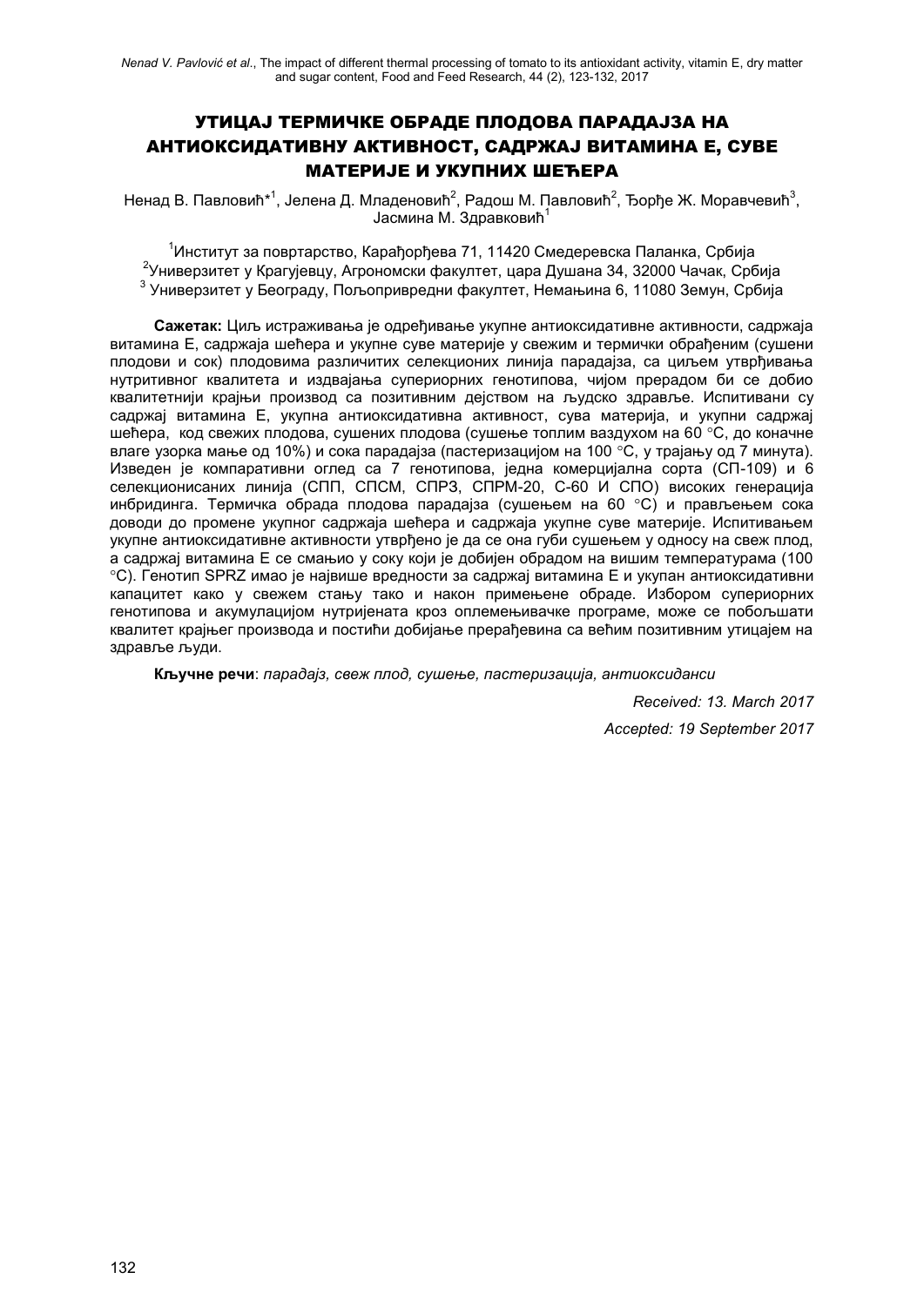# УТИЦАЈ ТЕРМИЧКЕ ОБРАДЕ ПЛОДОВА ПАРАДАЈЗА НА АНТИОКСИДАТИВНУ АКТИВНОСТ, САДРЖАЈ ВИТАМИНА Е, СУВЕ МАТЕРИЈЕ И УКУПНИХ ШЕЋЕРА

Ненад В. Павловић*[1], Јелена Д. Младеновић[2], Радош М. Павловић[2], Ђорђе Ж. Моравчевић[3], Јасмина М. Здравковић[1]

[1]Институт за повртарство, Карађорђева 71, 11420 Смедеревска Паланка, Србија
[2]Универзитет у Крагујевцу, Агрономски факултет, цара Душана 34, 32000 Чачак, Србија
[3] Универзитет у Београду, Пољопривредни факултет, Немањина 6, 11080 Земун, Србија

**Сажетак:** Циљ истраживања је одређивање укупне антиоксидативне активности, садржаја витамина Е, садржаја шећера и укупне суве материје у свежим и термички обрађеним (сушени плодови и сок) плодовима различитих селекционих линија парадајза, са циљем утврђивања нутритивног квалитета и издвајања супериорних генотипова, чијом прерадом би се добио квалитетнији крајњи производ са позитивним дејством на људско здравље. Испитивани су садржај витамина Е, укупна антиоксидативна активност, сува материја, и укупни садржај шећера, код свежих плодова, сушених плодова (сушење топлим ваздухом на 60 °C, до коначне влаге узорка мање од 10%) и сока парадајза (пастеризацијом на 100 °C, у трајању од 7 минута). Изведен је компаративни оглед са 7 генотипова, једна комерцијална сорта (СП-109) и 6 селекционисаних линија (СПП, СПСМ, СПРЗ, СПРМ-20, С-60 И СПО) високих генерација инбридинга. Термичка обрада плодова парадајза (сушењем на 60 °C) и прављењем сока доводи до промене укупног садржаја шећера и садржаја укупне суве материје. Испитивањем укупне антиоксидативне активности утврђено је да се она губи сушењем у односу на свеж плод, а садржај витамина Е се смањио у соку који је добијен обрадом на вишим температурама (100 °C). Генотип SPRZ имао је највише вредности за садржај витамина Е и укупан антиоксидативни капацитет како у свежем стању тако и након примењене обраде. Избором супериорних генотипова и акумулацијом нутријената кроз оплемењивачке програме, може се побољшати квалитет крајњег производа и постићи добијање прерађевина са већим позитивним утицајем на здравље људи.

**Кључне речи**: *парадајз, свеж плод, сушење, пастеризација, антиоксиданси*

*Received: 13. March 2017*

*Accepted: 19 September 2017*